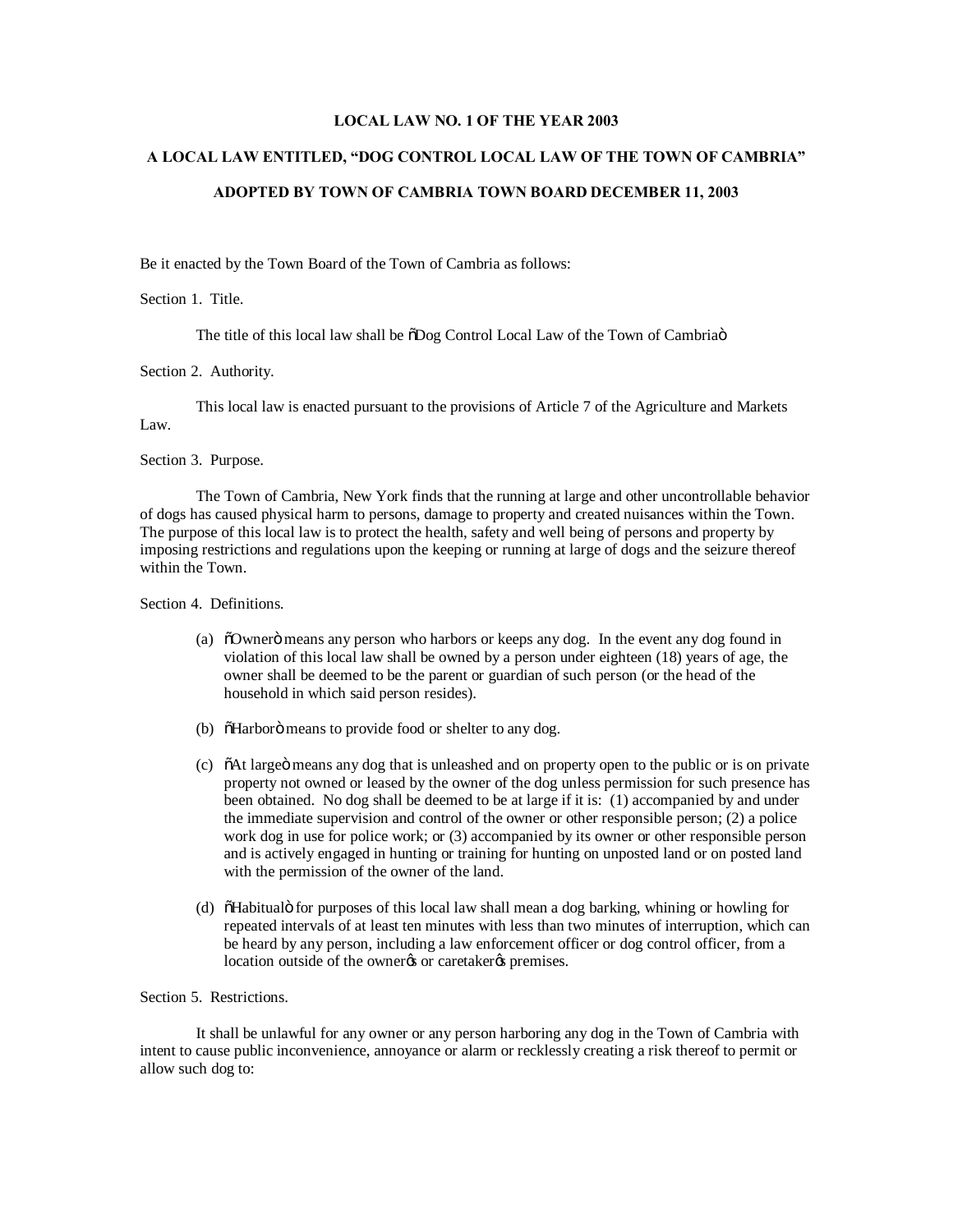**LOCAL LAW NO. 1 OF THE YEAR 2003**

**A LOCAL LAW ENTITLED, "DOG CONTROL LOCAL LAW OF THE TOWN OF CAMBRIA"**

**ADOPTED BY TOWN OF CAMBRIA TOWN BOARD DECEMBER 11, 2003**

Be it enacted by the Town Board of the Town of Cambria as follows:

Section 1. Title.

The title of this local law shall be "Dog Control Local Law of the Town of Cambria"

Section 2. Authority.

This local law is enacted pursuant to the provisions of Article 7 of the Agriculture and Markets Law.

Section 3. Purpose.

The Town of Cambria, New York finds that the running at large and other uncontrollable behavior of dogs has caused physical harm to persons, damage to property and created nuisances within the Town. The purpose of this local law is to protect the health, safety and well being of persons and property by imposing restrictions and regulations upon the keeping or running at large of dogs and the seizure thereof within the Town.

Section 4. Definitions.

(a) "Owner" means any person who harbors or keeps any dog. In the event any dog found in violation of this local law shall be owned by a person under eighteen (18) years of age, the owner shall be deemed to be the parent or guardian of such person (or the head of the household in which said person resides).

(b) "Harbor" means to provide food or shelter to any dog.

(c) "At large" means any dog that is unleashed and on property open to the public or is on private property not owned or leased by the owner of the dog unless permission for such presence has been obtained. No dog shall be deemed to be at large if it is: (1) accompanied by and under the immediate supervision and control of the owner or other responsible person; (2) a police work dog in use for police work; or (3) accompanied by its owner or other responsible person and is actively engaged in hunting or training for hunting on unposted land or on posted land with the permission of the owner of the land.

(d) "Habitual" for purposes of this local law shall mean a dog barking, whining or howling for repeated intervals of at least ten minutes with less than two minutes of interruption, which can be heard by any person, including a law enforcement officer or dog control officer, from a location outside of the owner's or caretaker's premises.

Section 5. Restrictions.

It shall be unlawful for any owner or any person harboring any dog in the Town of Cambria with intent to cause public inconvenience, annoyance or alarm or recklessly creating a risk thereof to permit or allow such dog to: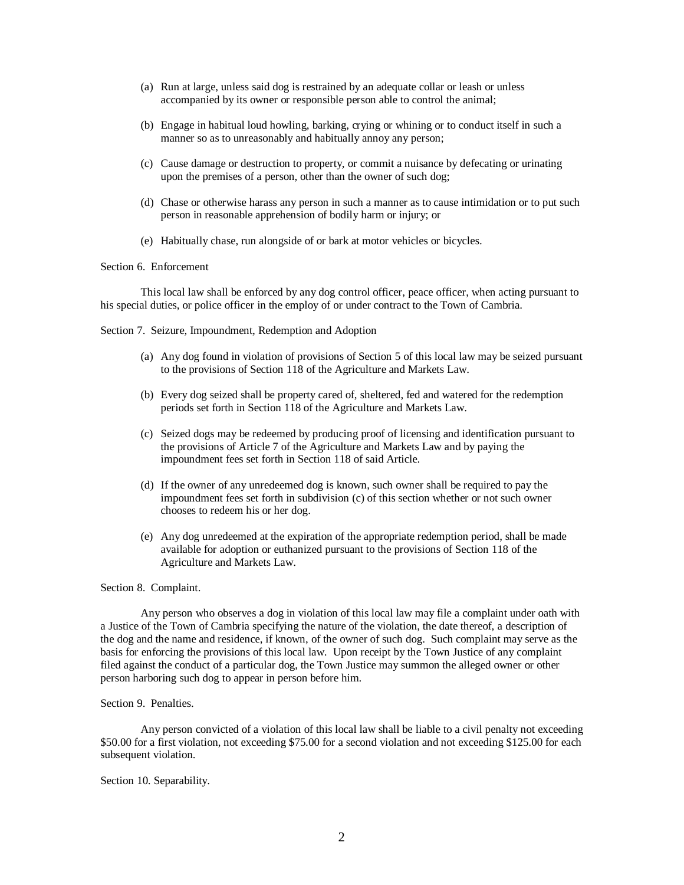(a) Run at large, unless said dog is restrained by an adequate collar or leash or unless accompanied by its owner or responsible person able to control the animal;

(b) Engage in habitual loud howling, barking, crying or whining or to conduct itself in such a manner so as to unreasonably and habitually annoy any person;

(c) Cause damage or destruction to property, or commit a nuisance by defecating or urinating upon the premises of a person, other than the owner of such dog;

(d) Chase or otherwise harass any person in such a manner as to cause intimidation or to put such person in reasonable apprehension of bodily harm or injury; or

(e) Habitually chase, run alongside of or bark at motor vehicles or bicycles.

Section 6. Enforcement

This local law shall be enforced by any dog control officer, peace officer, when acting pursuant to his special duties, or police officer in the employ of or under contract to the Town of Cambria.

Section 7. Seizure, Impoundment, Redemption and Adoption

(a) Any dog found in violation of provisions of Section 5 of this local law may be seized pursuant to the provisions of Section 118 of the Agriculture and Markets Law.

(b) Every dog seized shall be property cared of, sheltered, fed and watered for the redemption periods set forth in Section 118 of the Agriculture and Markets Law.

(c) Seized dogs may be redeemed by producing proof of licensing and identification pursuant to the provisions of Article 7 of the Agriculture and Markets Law and by paying the impoundment fees set forth in Section 118 of said Article.

(d) If the owner of any unredeemed dog is known, such owner shall be required to pay the impoundment fees set forth in subdivision (c) of this section whether or not such owner chooses to redeem his or her dog.

(e) Any dog unredeemed at the expiration of the appropriate redemption period, shall be made available for adoption or euthanized pursuant to the provisions of Section 118 of the Agriculture and Markets Law.

Section 8. Complaint.

Any person who observes a dog in violation of this local law may file a complaint under oath with a Justice of the Town of Cambria specifying the nature of the violation, the date thereof, a description of the dog and the name and residence, if known, of the owner of such dog. Such complaint may serve as the basis for enforcing the provisions of this local law. Upon receipt by the Town Justice of any complaint filed against the conduct of a particular dog, the Town Justice may summon the alleged owner or other person harboring such dog to appear in person before him.

Section 9. Penalties.

Any person convicted of a violation of this local law shall be liable to a civil penalty not exceeding $50.00 for a first violation, not exceeding $75.00 for a second violation and not exceeding $125.00 for each subsequent violation.

Section 10. Separability.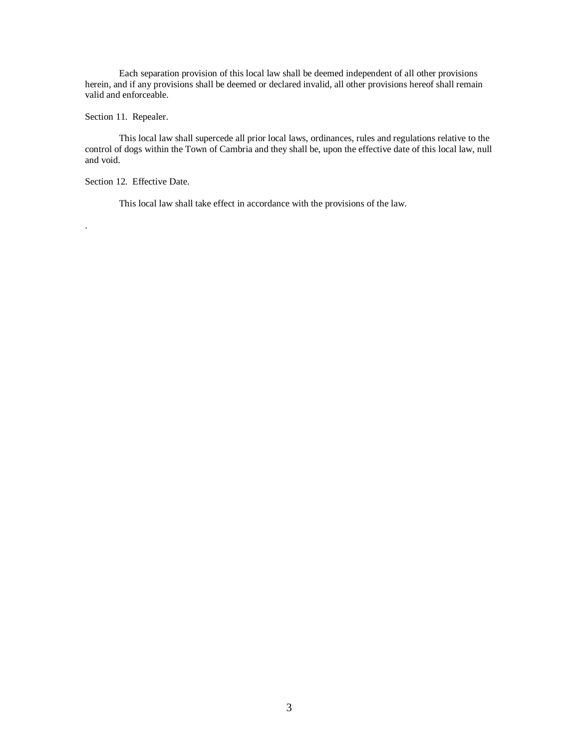Each separation provision of this local law shall be deemed independent of all other provisions herein, and if any provisions shall be deemed or declared invalid, all other provisions hereof shall remain valid and enforceable.

Section 11. Repealer.

This local law shall supercede all prior local laws, ordinances, rules and regulations relative to the control of dogs within the Town of Cambria and they shall be, upon the effective date of this local law, null and void.

Section 12. Effective Date.

This local law shall take effect in accordance with the provisions of the law.

.